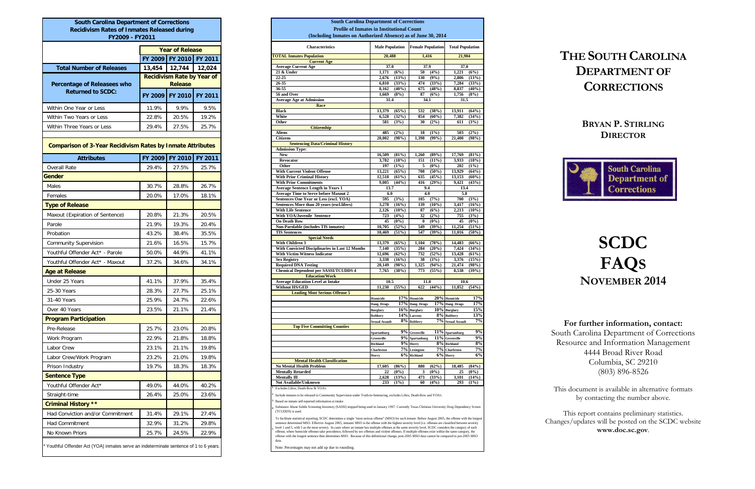**South Carolina Department of Corrections**
**Recidivism Rates of Inmates Released during FY2009 - FY2011**

| | Year of Release | | |
|---|---|---|---|
| | FY 2009 | FY 2010 | FY 2011 |
| **Total Number of Releases** | 13,454 | 12,744 | 12,024 |
| **Percentage of Releasees who Returned to SCDC:** | Recidivism Rate by Year of Release | | |
| | FY 2009 | FY 2010 | FY 2011 |
| Within One Year or Less | 11.9% | 9.9% | 9.5% |
| Within Two Years or Less | 22.8% | 20.5% | 19.2% |
| Within Three Years or Less | 29.4% | 27.5% | 25.7% |

**Comparison of 3-Year Recidivism Rates by Inmate Attributes**

| Attributes | FY 2009 | FY 2010 | FY 2011 |
|---|---|---|---|
| Overall Rate | 29.4% | 27.5% | 25.7% |
| **Gender** | | | |
| Males | 30.7% | 28.8% | 26.7% |
| Females | 20.0% | 17.0% | 18.1% |
| **Type of Release** | | | |
| Maxout (Expiration of Sentence) | 20.8% | 21.3% | 20.5% |
| Parole | 21.9% | 19.3% | 20.4% |
| Probation | 43.2% | 38.4% | 35.5% |
| Community Supervision | 21.6% | 16.5% | 15.7% |
| Youthful Offender Act* - Parole | 50.0% | 44.9% | 41.1% |
| Youthful Offender Act* - Maxout | 37.2% | 34.6% | 34.1% |
| **Age at Release** | | | |
| Under 25 Years | 41.1% | 37.9% | 35.4% |
| 25-30 Years | 28.3% | 27.7% | 25.1% |
| 31-40 Years | 25.9% | 24.7% | 22.6% |
| Over 40 Years | 23.5% | 21.1% | 21.4% |
| **Program Participation** | | | |
| Pre-Release | 25.7% | 23.0% | 20.8% |
| Work Program | 22.9% | 21.8% | 18.8% |
| Labor Crew | 23.1% | 21.1% | 19.8% |
| Labor Crew/Work Program | 23.2% | 21.0% | 19.8% |
| Prison Industry | 19.7% | 18.3% | 18.3% |
| **Sentence Type** | | | |
| Youthful Offender Act* | 49.0% | 44.0% | 40.2% |
| Straight-time | 26.4% | 25.0% | 23.6% |
| **Criminal History \*\*** | | | |
| Had Conviction and/or Commitment | 31.4% | 29.1% | 27.4% |
| Had Commitment | 32.9% | 31.2% | 29.8% |
| No Known Priors | 25.7% | 24.5% | 22.9% |

\* Youthful Offender Act (YOA) inmates serve an indeterminate sentence of 1 to 6 years.

**South Carolina Department of Corrections**
**Profile of Inmates in Institutional Count**
**(Including Inmates on Authorized Absence) as of June 30, 2014**

| Characteristics | Male Population | | Female Population | | Total Population | |
|---|---|---|---|---|---|---|
| **TOTAL Inmates Population** | 20,488 | | 1,416 | | 21,904 | |
| **Current Age** | | | | | | |
| Average Current Age | 37.0 | | 37.9 | | 37.0 | |
| 21 & Under | 1,171 | (6%) | 50 | (4%) | 1,221 | (6%) |
| 22-25 | 2,676 | (13%) | 130 | (9%) | 2,806 | (13%) |
| 26-35 | 6,810 | (33%) | 474 | (33%) | 7,284 | (33%) |
| 36-55 | 8,162 | (40%) | 675 | (48%) | 8,837 | (40%) |
| 56 and Over | 1,669 | (8%) | 87 | (6%) | 1,756 | (8%) |
| Average Age at Admission | 31.4 | | 34.1 | | 31.5 | |
| **Race** | | | | | | |
| Black | 13,379 | (65%) | 532 | (38%) | 13,911 | (64%) |
| White | 6,528 | (32%) | 854 | (60%) | 7,382 | (34%) |
| Other | 581 | (3%) | 30 | (2%) | 611 | (3%) |
| **Citizenship** | | | | | | |
| Aliens | 485 | (2%) | 18 | (1%) | 503 | (2%) |
| Citizens | 20,002 | (98%) | 1,398 | (99%) | 21,400 | (98%) |
| **Sentencing Data/Criminal History** | | | | | | |
| Admission Type: | | | | | | |
| New | 16,509 | (81%) | 1,260 | (89%) | 17,769 | (81%) |
| Revocator | 3,782 | (18%) | 151 | (11%) | 3,933 | (18%) |
| Other | 197 | (1%) | 5 | (0%) | 202 | (1%) |
| With Current Violent Offense | 13,221 | (65%) | 708 | (50%) | 13,929 | (64%) |
| With Prior Criminal History | 12,518 | (61%) | 635 | (45%) | 13,153 | (60%) |
| With Prior Commitments | 9,005 | (44%) | 416 | (29%) | 9,421 | (43%) |
| Average Sentence Length in Years 1 | 13.7 | | 9.4 | | 13.4 | |
| Average Time to Serve before Maxout 2 | 6.0 | | 4.0 | | 5.8 | |
| Sentences One Year or Less (excl. YOA) | 595 | (3%) | 105 | (7%) | 700 | (3%) |
| Sentences More than 20 years (excl.lifers) | 3,278 | (16%) | 139 | (10%) | 3,417 | (16%) |
| With Life Sentence | 2,126 | (10%) | 87 | (6%) | 2,213 | (10%) |
| With YOA/Juvenile Sentence | 723 | (4%) | 32 | (2%) | 755 | (3%) |
| On Death Row | 45 | (0%) | 0 | (0%) | 45 | (0%) |
| Non-Parolable (includes TIS inmates) | 10,705 | (52%) | 549 | (39%) | 11,254 | (51%) |
| TIS Sentences | 10,469 | (51%) | 547 | (39%) | 11,016 | (50%) |
| **Special Needs** | | | | | | |
| With Children 3 | 13,379 | (65%) | 1,104 | (78%) | 14,483 | (66%) |
| With Convicted Disciplinaries in Last 12 Months | 7,140 | (35%) | 284 | (20%) | 7,424 | (34%) |
| With Victim Witness Indicator | 12,696 | (62%) | 732 | (52%) | 13,428 | (61%) |
| Sex Registry | 3,338 | (16%) | 38 | (3%) | 3,376 | (15%) |
| Required DNA Testing | 20,149 | (98%) | 1,325 | (94%) | 21,474 | (98%) |
| Chemical Dependent per SASSI/TCUDDS 4 | 7,765 | (38%) | 773 | (55%) | 8,538 | (39%) |
| **Education/Work** | | | | | | |
| Average Education Level at Intake | 10.5 | | 11.0 | | 10.6 | |
| Without HS/GED | 11,230 | (55%) | 622 | (44%) | 11,852 | (54%) |
| **Leading Most Serious Offense 5** | | | | | | |
| | Homicide | 17% | Homicide | 20% | Homicide | 17% |
| | Dang. Drugs | 17% | Dang. Drugs | 17% | Dang. Drugs | 17% |
| | Burglary | 16% | Burglary | 10% | Burglary | 15% |
| | Robbery | 14% | Larceny | 8% | Robbery | 13% |
| | Sexual Assault | 8% | Robbery | 7% | Sexual Assault | 7% |
| **Top Five Committing Counties** | | | | | | |
| | Spartanburg | 9% | Greenville | 11% | Spartanburg | 9% |
| | Greenville | 9% | Spartanburg | 11% | Greenville | 9% |
| | Richland | 9% | Horry | 8% | Richland | 8% |
| | Charleston | 7% | Lexington | 7% | Charleston | 7% |
| | Horry | 6% | Richland | 6% | Horry | 6% |
| **Mental Health Classification** | | | | | | |
| No Mental Health Problem | 17,605 | (86%) | 880 | (62%) | 18,485 | (84%) |
| Mentally Retarded | 22 | (0%) | 3 | (0%) | 25 | (0%) |
| Mentally Ill | 2,628 | (13%) | 473 | (33%) | 3,101 | (14%) |
| Not Available/Unknown | 233 | (1%) | 60 | (4%) | 293 | (1%) |

1 Excludes Lifers, Death-Row & YOA's

2 Include inmates to be released to Community Supervision under Truth-in-Sentencing, excludes Lifers, Death-Row and YOA's

3 Based on inmate self-reported information at intake

4 Substance Abuse Subtle Screening Inventory (SASSI) stopped being used in January 1997. Currently Texas Christian University Drug Dependency Screen (TCUDDS) is used.

5 To facilitate statistical reporting, SCDC determines a single "most serious offense" (MSO) for each inmate. Before August 2005, the offense with the longest sentence determined MSO. Effective August 2005, inmates' MSO is the offense with the highest severity level (i.e. offenses are classified between severity level 1 and 5, with 5 as the most severe). In cases where an inmate has multiple offenses at the same severity level, SCDC considers the category of each offense, where homicide offenses take precedence, followed by sex offenses and violent offenses. If multiple offenses exist within the same category, the offense with the longest sentence then determines MSO. Because of this definitional change, post-2005 MSO data cannot be compared to pre-2005 MSO data.

Note: Percentages may not add up due to rounding.

# The South Carolina Department of Corrections

## Bryan P. Stirling
## Director

South Carolina Department of Corrections

# SCDC FAQs
# November 2014

**For further information, contact:**
South Carolina Department of Corrections
Resource and Information Management
4444 Broad River Road
Columbia, SC 29210
(803) 896-8526

This document is available in alternative formats by contacting the number above.

This report contains preliminary statistics. Changes/updates will be posted on the SCDC website **www.doc.sc.gov**.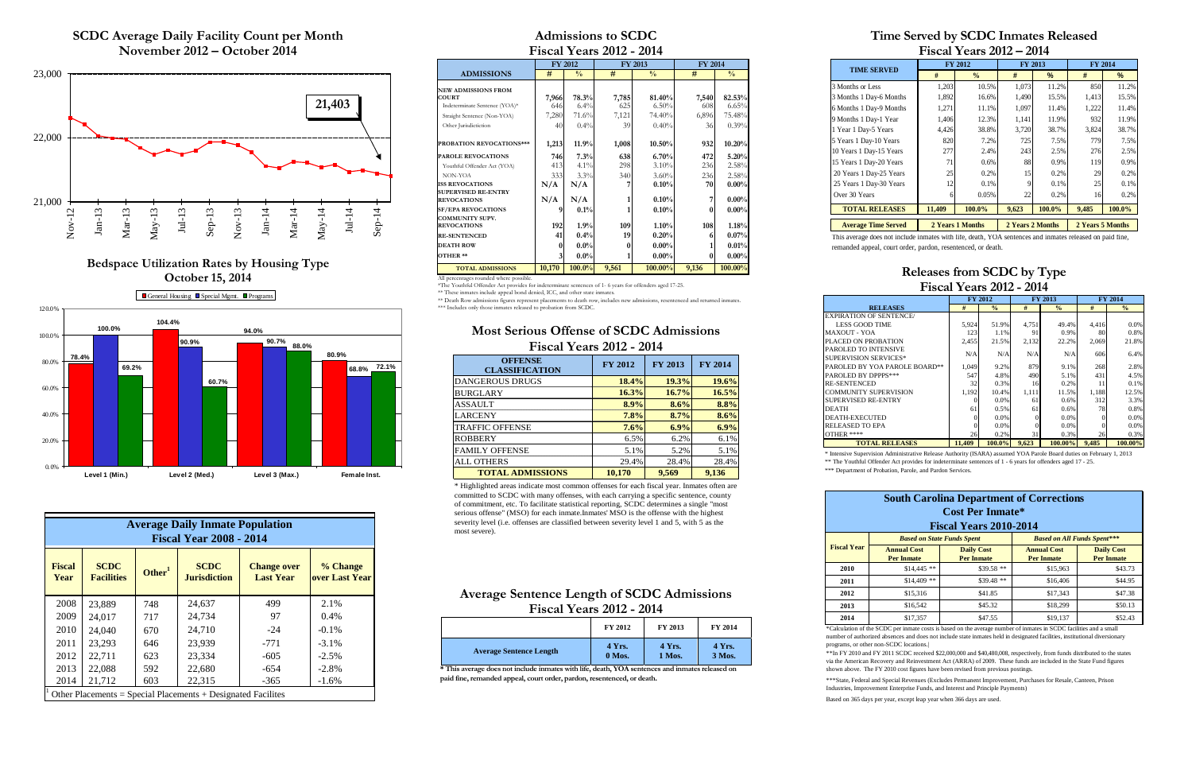## SCDC Average Daily Facility Count per Month November 2012 – October 2014

23,000
22,000
21,000
21,403
Nov-12 Jan-13 Mar-13 May-13 Jul-13 Sep-13 Nov-13 Jan-14 Mar-14 May-14 Jul-14 Sep-14

## Bedspace Utilization Rates by Housing Type October 15, 2014

General Housing Special Mgmt. Programs

120.0% 100.0% 80.0% 60.0% 40.0% 20.0% 0.0%

Level 1 (Min.): 78.4% 100.0% 69.2%
Level 2 (Med.): 104.4% 90.9% 60.7%
Level 3 (Max.): 94.0% 90.7% 88.0%
Female Inst.: 80.9% 68.8% 72.1%

## Average Daily Inmate Population Fiscal Year 2008 - 2014

| Fiscal Year | SCDC Facilities | Other[1] | SCDC Jurisdiction | Change over Last Year | % Change over Last Year |
|---|---|---|---|---|---|
| 2008 | 23,889 | 748 | 24,637 | 499 | 2.1% |
| 2009 | 24,017 | 717 | 24,734 | 97 | 0.4% |
| 2010 | 24,040 | 670 | 24,710 | -24 | -0.1% |
| 2011 | 23,293 | 646 | 23,939 | -771 | -3.1% |
| 2012 | 22,711 | 623 | 23,334 | -605 | -2.5% |
| 2013 | 22,088 | 592 | 22,680 | -654 | -2.8% |
| 2014 | 21,712 | 603 | 22,315 | -365 | -1.6% |

[1] Other Placements = Special Placements + Designated Facilites

## Admissions to SCDC Fiscal Years 2012 - 2014

| ADMISSIONS | FY 2012 | | FY 2013 | | FY 2014 | |
|---|---|---|---|---|---|---|
| | # | % | # | % | # | % |
| NEW ADMISSIONS FROM COURT | 7,966 | 78.3% | 7,785 | 81.40% | 7,540 | 82.53% |
| Indeterminate Sentence (YOA)* | 646 | 6.4% | 625 | 6.50% | 608 | 6.65% |
| Straight Sentence (Non-YOA) | 7,280 | 71.6% | 7,121 | 74.40% | 6,896 | 75.48% |
| Other Jurisdiction | 40 | 0.4% | 39 | 0.40% | 36 | 0.39% |
| PROBATION REVOCATIONS*** | 1,213 | 11.9% | 1,008 | 10.50% | 932 | 10.20% |
| PAROLE REVOCATIONS | 746 | 7.3% | 638 | 6.70% | 472 | 5.20% |
| Youthful Offender Act (YOA) | 413 | 4.1% | 298 | 3.10% | 236 | 2.58% |
| NON-YOA | 333 | 3.3% | 340 | 3.60% | 236 | 2.58% |
| ISS REVOCATIONS | N/A | N/A | 7 | 0.10% | 70 | 0.00% |
| SUPERVISED RE-ENTRY REVOCATIONS | N/A | N/A | 1 | 0.10% | 7 | 0.00% |
| SF/EPA REVOCATIONS | 9 | 0.1% | 1 | 0.10% | 0 | 0.00% |
| COMMUNITY SUPV. REVOCATIONS | 192 | 1.9% | 109 | 1.10% | 108 | 1.18% |
| RE-SENTENCED | 41 | 0.4% | 19 | 0.20% | 6 | 0.07% |
| DEATH ROW | 0 | 0.0% | 0 | 0.00% | 1 | 0.01% |
| OTHER ** | 3 | 0.0% | 1 | 0.00% | 0 | 0.00% |
| TOTAL ADMISSIONS | 10,170 | 100.0% | 9,561 | 100.00% | 9,136 | 100.00% |

All percentages rounded where possible.
*The Youthful Offender Act provides for indeterminate sentences of 1- 6 years for offenders aged 17-25.
** These inmates include appeal bond denied, ICC, and other state inmates.
** Death Row admissions figures represent placements to death row, includes new admissions, resentenced and returned inmates.
*** Includes only those inmates released to probation from SCDC.

## Most Serious Offense of SCDC Admissions Fiscal Years 2012 - 2014

| OFFENSE CLASSIFICATION | FY 2012 | FY 2013 | FY 2014 |
|---|---|---|---|
| DANGEROUS DRUGS | 18.4% | 19.3% | 19.6% |
| BURGLARY | 16.3% | 16.7% | 16.5% |
| ASSAULT | 8.9% | 8.6% | 8.8% |
| LARCENY | 7.8% | 8.7% | 8.6% |
| TRAFFIC OFFENSE | 7.6% | 6.9% | 6.9% |
| ROBBERY | 6.5% | 6.2% | 6.1% |
| FAMILY OFFENSE | 5.1% | 5.2% | 5.1% |
| ALL OTHERS | 29.4% | 28.4% | 28.4% |
| TOTAL ADMISSIONS | 10,170 | 9,569 | 9,136 |

* Highlighted areas indicate most common offenses for each fiscal year. Inmates often are committed to SCDC with many offenses, with each carrying a specific sentence, county of commitment, etc. To facilitate statistical reporting, SCDC determines a single "most serious offense" (MSO) for each inmate.Inmates' MSO is the offense with the highest severity level (i.e. offenses are classified between severity level 1 and 5, with 5 as the most severe).

## Average Sentence Length of SCDC Admissions Fiscal Years 2012 - 2014

| | FY 2012 | FY 2013 | FY 2014 |
|---|---|---|---|
| Average Sentence Length | 4 Yrs. 0 Mos. | 4 Yrs. 1 Mos. | 4 Yrs. 3 Mos. |

**\* This average does not include inmates with life, death, YOA sentences and inmates released on paid fine, remanded appeal, court order, pardon, resentenced, or death.**

## Time Served by SCDC Inmates Released Fiscal Years 2012 – 2014

| TIME SERVED | FY 2012 | | FY 2013 | | FY 2014 | |
|---|---|---|---|---|---|---|
| | # | % | # | % | # | % |
| 3 Months or Less | 1,203 | 10.5% | 1,073 | 11.2% | 850 | 11.2% |
| 3 Months 1 Day-6 Months | 1,892 | 16.6% | 1,490 | 15.5% | 1,413 | 15.5% |
| 6 Months 1 Day-9 Months | 1,271 | 11.1% | 1,097 | 11.4% | 1,222 | 11.4% |
| 9 Months 1 Day-1 Year | 1,406 | 12.3% | 1,141 | 11.9% | 932 | 11.9% |
| 1 Year 1 Day-5 Years | 4,426 | 38.8% | 3,720 | 38.7% | 3,824 | 38.7% |
| 5 Years 1 Day-10 Years | 820 | 7.2% | 725 | 7.5% | 779 | 7.5% |
| 10 Years 1 Day-15 Years | 277 | 2.4% | 243 | 2.5% | 276 | 2.5% |
| 15 Years 1 Day-20 Years | 71 | 0.6% | 88 | 0.9% | 119 | 0.9% |
| 20 Years 1 Day-25 Years | 25 | 0.2% | 15 | 0.2% | 29 | 0.2% |
| 25 Years 1 Day-30 Years | 12 | 0.1% | 9 | 0.1% | 25 | 0.1% |
| Over 30 Years | 6 | 0.05% | 22 | 0.2% | 16 | 0.2% |
| TOTAL RELEASES | 11,409 | 100.0% | 9,623 | 100.0% | 9,485 | 100.0% |
| Average Time Served | 2 Years 1 Months | | 2 Years 2 Months | | 2 Years 5 Months | |

This average does not include inmates with life, death, YOA sentences and inmates released on paid fine, remanded appeal, court order, pardon, resentenced, or death.

## Releases from SCDC by Type Fiscal Years 2012 - 2014

| RELEASES | FY 2012 | | FY 2013 | | FY 2014 | |
|---|---|---|---|---|---|---|
| | # | % | # | % | # | % |
| EXPIRATION OF SENTENCE/ LESS GOOD TIME | 5,924 | 51.9% | 4,751 | 49.4% | 4,416 | 0.0% |
| MAXOUT - YOA | 123 | 1.1% | 91 | 0.9% | 80 | 0.8% |
| PLACED ON PROBATION | 2,455 | 21.5% | 2,132 | 22.2% | 2,069 | 21.8% |
| PAROLED TO INTENSIVE SUPERVISION SERVICES* | N/A | N/A | N/A | N/A | 606 | 6.4% |
| PAROLED BY YOA PAROLE BOARD** | 1,049 | 9.2% | 879 | 9.1% | 268 | 2.8% |
| PAROLED BY DPPPS*** | 547 | 4.8% | 490 | 5.1% | 431 | 4.5% |
| RE-SENTENCED | 32 | 0.3% | 16 | 0.2% | 11 | 0.1% |
| COMMUNITY SUPERVISION | 1,192 | 10.4% | 1,111 | 11.5% | 1,188 | 12.5% |
| SUPERVISED RE-ENTRY | 0 | 0.0% | 61 | 0.6% | 312 | 3.3% |
| DEATH | 61 | 0.5% | 61 | 0.6% | 78 | 0.8% |
| DEATH-EXECUTED | 0 | 0.0% | 0 | 0.0% | 0 | 0.0% |
| RELEASED TO EPA | 0 | 0.0% | 0 | 0.0% | 0 | 0.0% |
| OTHER **** | 26 | 0.2% | 31 | 0.3% | 26 | 0.3% |
| TOTAL RELEASES | 11,409 | 100.0% | 9,623 | 100.00% | 9,485 | 100.00% |

\* Intensive Supervision Administrative Release Authority (ISARA) assumed YOA Parole Board duties on February 1, 2013
** The Youthful Offender Act provides for indeterminate sentences of 1 - 6 years for offenders aged 17 - 25.
*** Department of Probation, Parole, and Pardon Services.

## South Carolina Department of Corrections Cost Per Inmate* Fiscal Years 2010-2014

| Fiscal Year | *Based on State Funds Spent* | | *Based on All Funds Spent**** | |
|---|---|---|---|---|
| | Annual Cost Per Inmate | Daily Cost Per Inmate | Annual Cost Per Inmate | Daily Cost Per Inmate |
| 2010 | $14,445 ** | $39.58 ** | $15,963 | $43.73 |
| 2011 | $14,409 ** | $39.48 ** | $16,406 | $44.95 |
| 2012 | $15,316 | $41.85 | $17,343 | $47.38 |
| 2013 | $16,542 | $45.32 | $18,299 | $50.13 |
| 2014 | $17,357 | $47.55 | $19,137 | $52.43 |

*Calculation of the SCDC per inmate costs is based on the average number of inmates in SCDC facilities and a small number of authorized absences and does not include state inmates held in designated facilities, institutional diversionary programs, or other non-SCDC locations.|

**In FY 2010 and FY 2011 SCDC received $22,000,000 and $40,480,008, respectively, from funds distributed to the states via the American Recovery and Reinvestment Act (ARRA) of 2009. These funds are included in the State Fund figures shown above. The FY 2010 cost figures have been revised from previous postings.

***State, Federal and Special Revenues (Excludes Permanent Improvement, Purchases for Resale, Canteen, Prison Industries, Improvement Enterprise Funds, and Interest and Principle Payments)

Based on 365 days per year, except leap year when 366 days are used.